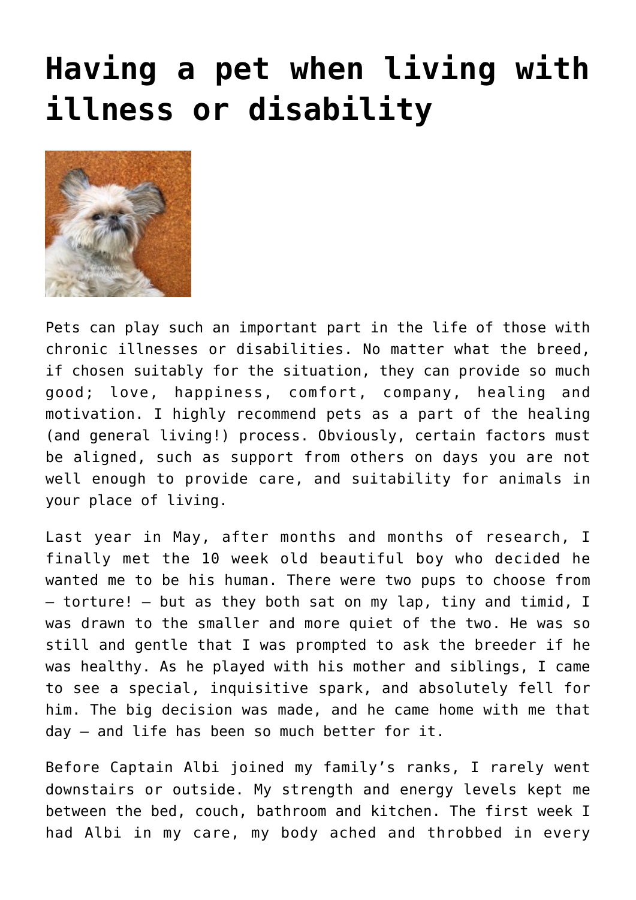# Having a pet when living with illness or disability

Pets can play such an important part in the life of those with chronic illnesses or disabilities. No matter what the breed, if chosen suitably for the situation, they can provide so much good; love, happiness, comfort, company, healing and motivation. I highly recommend pets as a part of the healing (and general living!) process. Obviously, certain factors must be aligned, such as support from others on days you are not well enough to provide care, and suitability for animals in your place of living.

Last year in May, after months and months of research, I finally met the 10 week old beautiful boy who decided he wanted me to be his human. There were two pups to choose from – torture! – but as they both sat on my lap, tiny and timid, I was drawn to the smaller and more quiet of the two. He was so still and gentle that I was prompted to ask the breeder if he was healthy. As he played with his mother and siblings, I came to see a special, inquisitive spark, and absolutely fell for him. The big decision was made, and he came home with me that day – and life has been so much better for it.

Before Captain Albi joined my family's ranks, I rarely went downstairs or outside. My strength and energy levels kept me between the bed, couch, bathroom and kitchen. The first week I had Albi in my care, my body ached and throbbed in every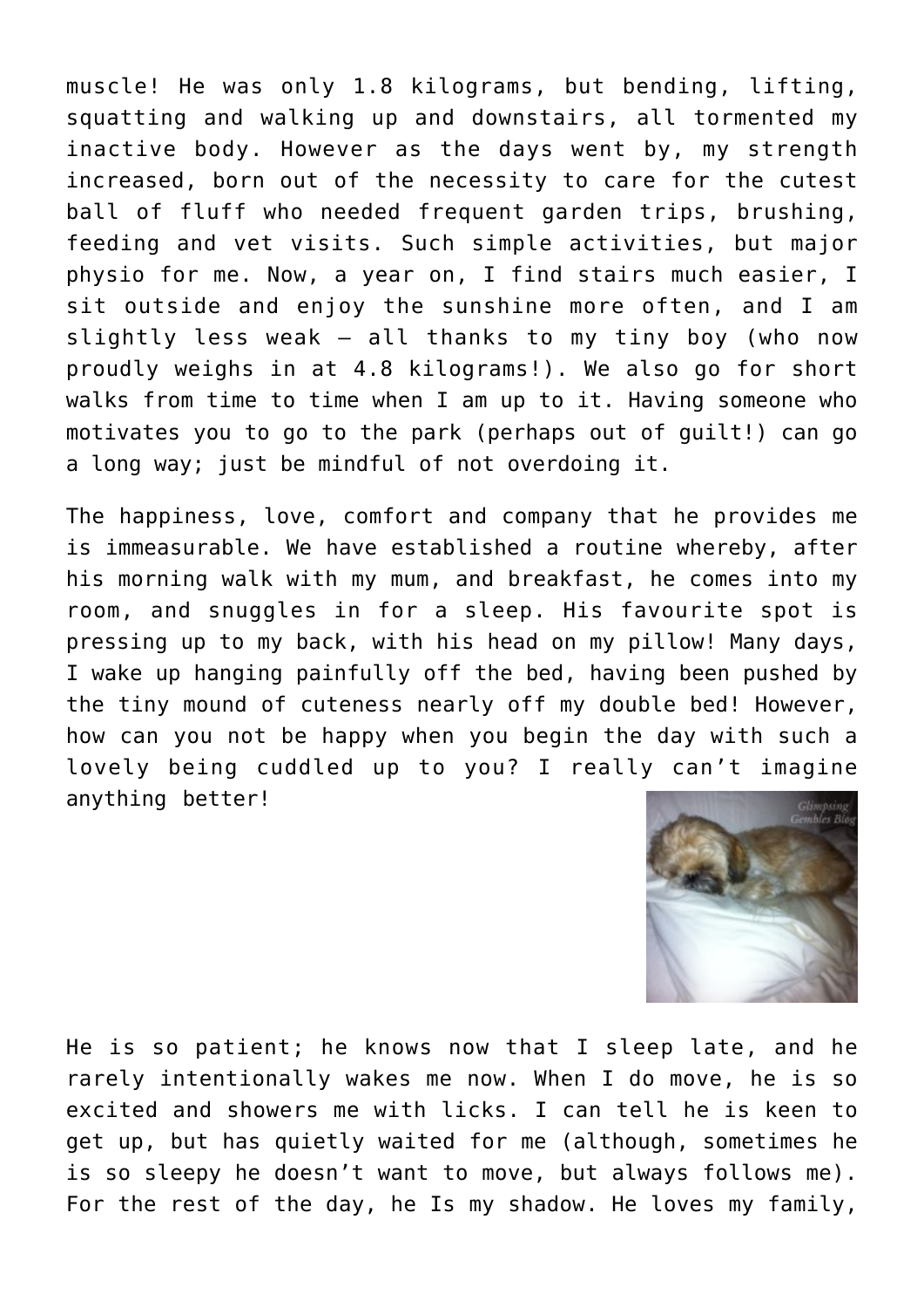muscle! He was only 1.8 kilograms, but bending, lifting, squatting and walking up and downstairs, all tormented my inactive body. However as the days went by, my strength increased, born out of the necessity to care for the cutest ball of fluff who needed frequent garden trips, brushing, feeding and vet visits. Such simple activities, but major physio for me. Now, a year on, I find stairs much easier, I sit outside and enjoy the sunshine more often, and I am slightly less weak – all thanks to my tiny boy (who now proudly weighs in at 4.8 kilograms!). We also go for short walks from time to time when I am up to it. Having someone who motivates you to go to the park (perhaps out of guilt!) can go a long way; just be mindful of not overdoing it.

The happiness, love, comfort and company that he provides me is immeasurable. We have established a routine whereby, after his morning walk with my mum, and breakfast, he comes into my room, and snuggles in for a sleep. His favourite spot is pressing up to my back, with his head on my pillow! Many days, I wake up hanging painfully off the bed, having been pushed by the tiny mound of cuteness nearly off my double bed! However, how can you not be happy when you begin the day with such a lovely being cuddled up to you? I really can't imagine anything better!

He is so patient; he knows now that I sleep late, and he rarely intentionally wakes me now. When I do move, he is so excited and showers me with licks. I can tell he is keen to get up, but has quietly waited for me (although, sometimes he is so sleepy he doesn't want to move, but always follows me). For the rest of the day, he Is my shadow. He loves my family,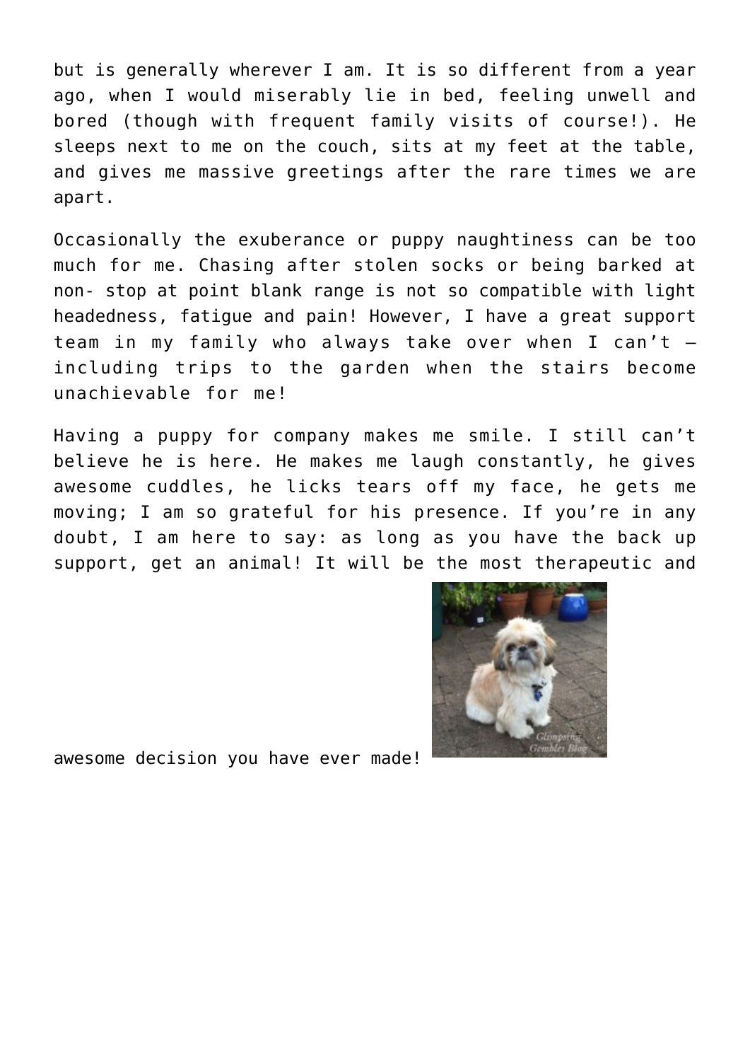but is generally wherever I am. It is so different from a year ago, when I would miserably lie in bed, feeling unwell and bored (though with frequent family visits of course!). He sleeps next to me on the couch, sits at my feet at the table, and gives me massive greetings after the rare times we are apart.

Occasionally the exuberance or puppy naughtiness can be too much for me. Chasing after stolen socks or being barked at non- stop at point blank range is not so compatible with light headedness, fatigue and pain! However, I have a great support team in my family who always take over when I can't – including trips to the garden when the stairs become unachievable for me!

Having a puppy for company makes me smile. I still can't believe he is here. He makes me laugh constantly, he gives awesome cuddles, he licks tears off my face, he gets me moving; I am so grateful for his presence. If you're in any doubt, I am here to say: as long as you have the back up support, get an animal! It will be the most therapeutic and awesome decision you have ever made!